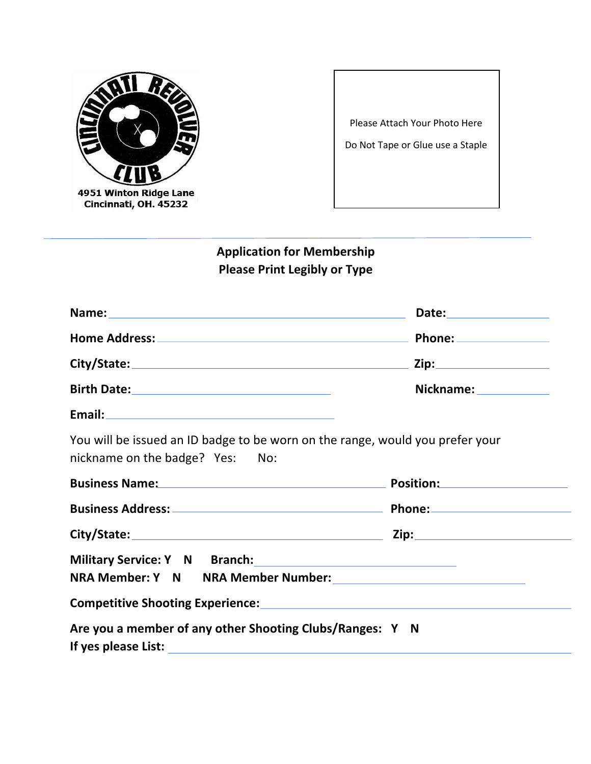CINCINNATI REVOLVER CLUB

4951 Winton Ridge Lane
Cincinnati, OH. 45232

Please Attach Your Photo Here

Do Not Tape or Glue use a Staple

---

**Application for Membership**
**Please Print Legibly or Type**

**Name:** ____________________ **Date:** ____________

**Home Address:** ____________________ **Phone:** ____________

**City/State:** ____________________ **Zip:** ____________

**Birth Date:** ____________________ **Nickname:** ____________

**Email:** ____________________

You will be issued an ID badge to be worn on the range, would you prefer your nickname on the badge? Yes: No:

**Business Name:** ____________________ **Position:** ____________

**Business Address:** ____________________ **Phone:** ____________

**City/State:** ____________________ **Zip:** ____________

**Military Service: Y N Branch:** ____________________

**NRA Member: Y N NRA Member Number:** ____________________

**Competitive Shooting Experience:** ____________________

**Are you a member of any other Shooting Clubs/Ranges: Y N**
**If yes please List:** ____________________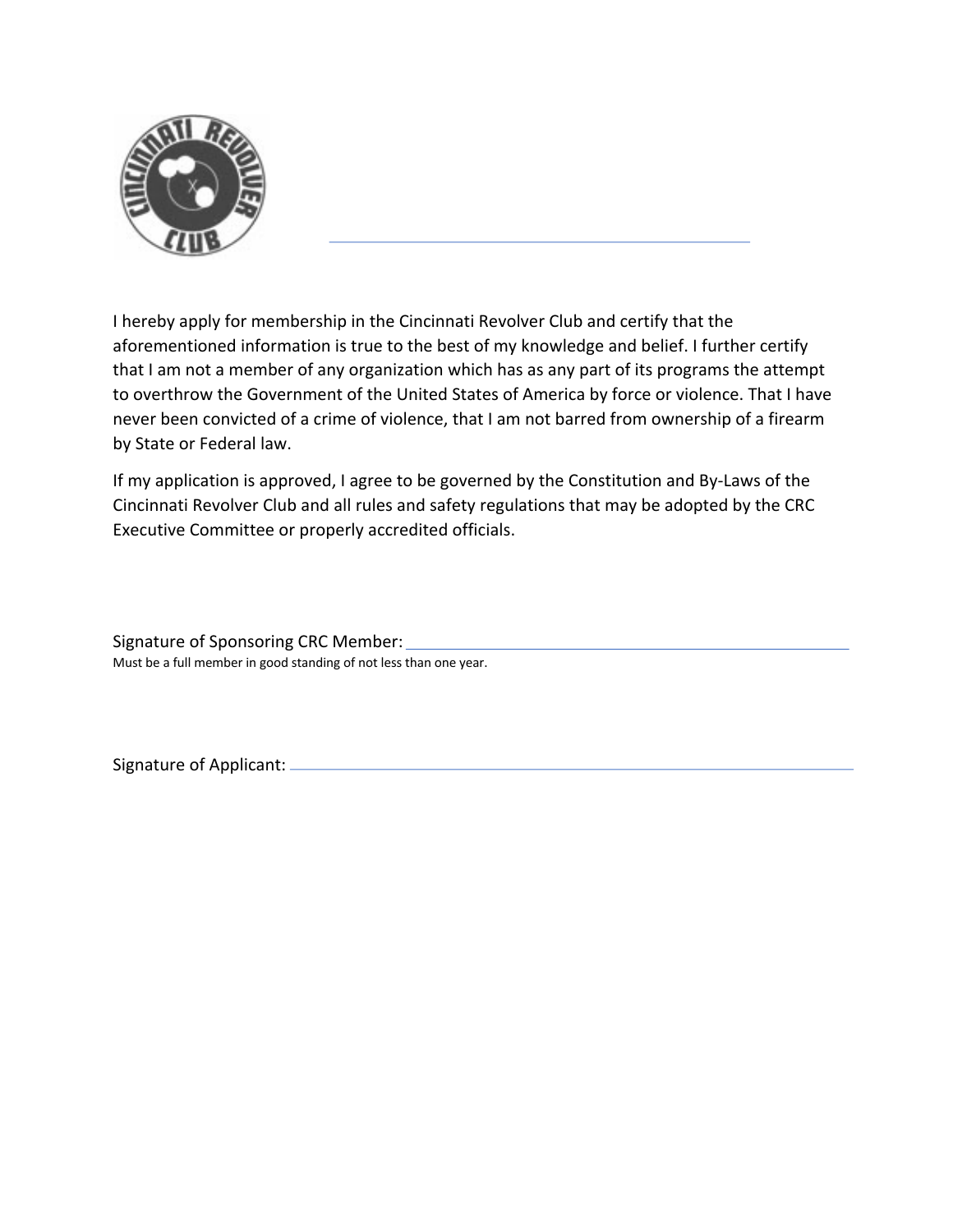I hereby apply for membership in the Cincinnati Revolver Club and certify that the aforementioned information is true to the best of my knowledge and belief. I further certify that I am not a member of any organization which has as any part of its programs the attempt to overthrow the Government of the United States of America by force or violence. That I have never been convicted of a crime of violence, that I am not barred from ownership of a firearm by State or Federal law.

If my application is approved, I agree to be governed by the Constitution and By-Laws of the Cincinnati Revolver Club and all rules and safety regulations that may be adopted by the CRC Executive Committee or properly accredited officials.

Signature of Sponsoring CRC Member: ______________________________

Must be a full member in good standing of not less than one year.

Signature of Applicant: ______________________________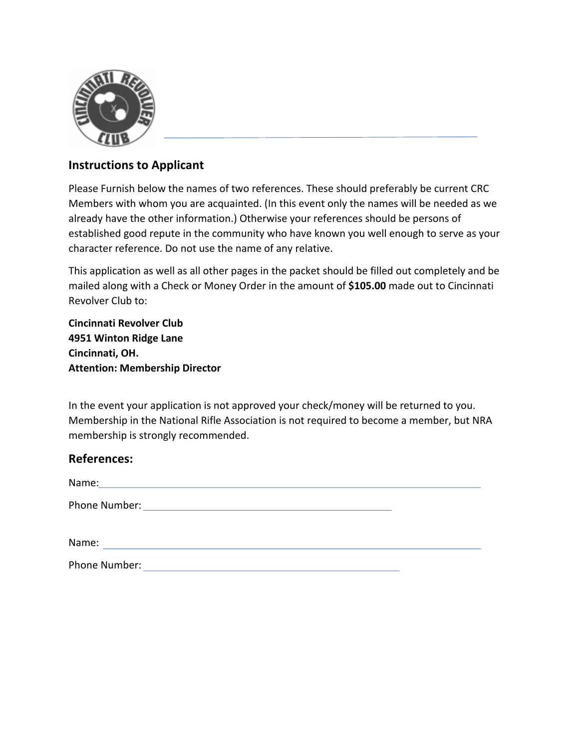## Instructions to Applicant

Please Furnish below the names of two references. These should preferably be current CRC Members with whom you are acquainted. (In this event only the names will be needed as we already have the other information.) Otherwise your references should be persons of established good repute in the community who have known you well enough to serve as your character reference. Do not use the name of any relative.

This application as well as all other pages in the packet should be filled out completely and be mailed along with a Check or Money Order in the amount of **$105.00** made out to Cincinnati Revolver Club to:

**Cincinnati Revolver Club**
**4951 Winton Ridge Lane**
**Cincinnati, OH.**
**Attention: Membership Director**

In the event your application is not approved your check/money will be returned to you. Membership in the National Rifle Association is not required to become a member, but NRA membership is strongly recommended.

## References:

Name: ______________________________

Phone Number: ______________________________

Name: ______________________________

Phone Number: ______________________________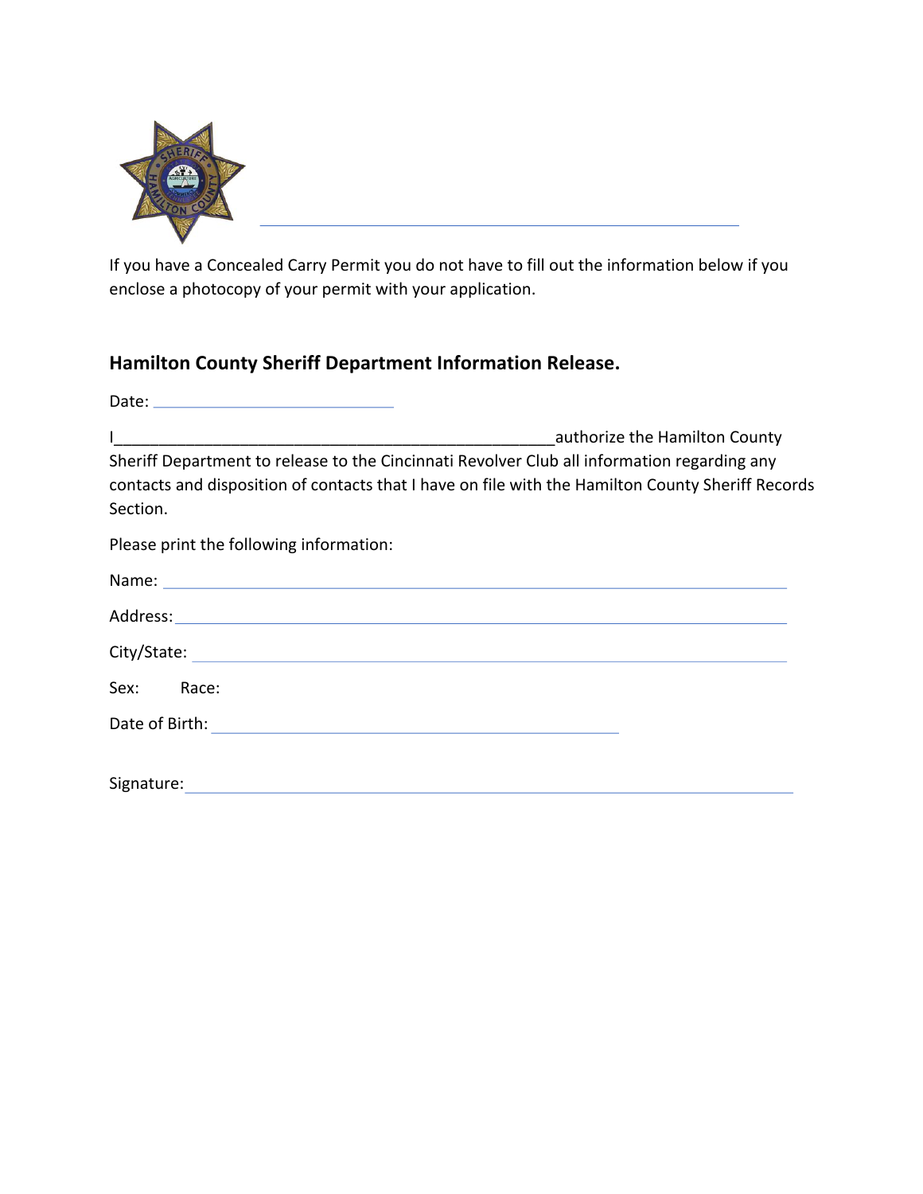If you have a Concealed Carry Permit you do not have to fill out the information below if you enclose a photocopy of your permit with your application.

## Hamilton County Sheriff Department Information Release.

Date: ____________________________

I__________________________________________________authorize the Hamilton County Sheriff Department to release to the Cincinnati Revolver Club all information regarding any contacts and disposition of contacts that I have on file with the Hamilton County Sheriff Records Section.

Please print the following information:

Name: ______________________________________________________________________

Address: ____________________________________________________________________

City/State: __________________________________________________________________

Sex: Race:

Date of Birth: _______________________________________________

Signature: ___________________________________________________________________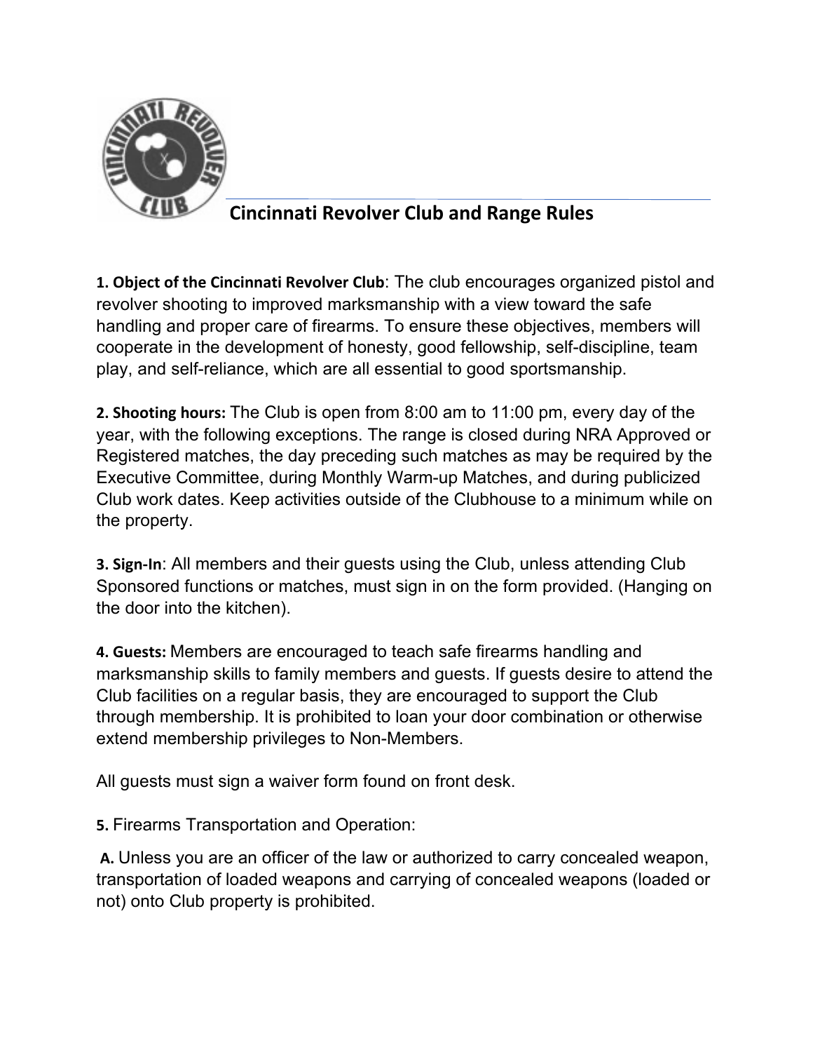# Cincinnati Revolver Club and Range Rules

**1. Object of the Cincinnati Revolver Club**: The club encourages organized pistol and revolver shooting to improved marksmanship with a view toward the safe handling and proper care of firearms. To ensure these objectives, members will cooperate in the development of honesty, good fellowship, self-discipline, team play, and self-reliance, which are all essential to good sportsmanship.

**2. Shooting hours:** The Club is open from 8:00 am to 11:00 pm, every day of the year, with the following exceptions. The range is closed during NRA Approved or Registered matches, the day preceding such matches as may be required by the Executive Committee, during Monthly Warm-up Matches, and during publicized Club work dates. Keep activities outside of the Clubhouse to a minimum while on the property.

**3. Sign-In**: All members and their guests using the Club, unless attending Club Sponsored functions or matches, must sign in on the form provided. (Hanging on the door into the kitchen).

**4. Guests:** Members are encouraged to teach safe firearms handling and marksmanship skills to family members and guests. If guests desire to attend the Club facilities on a regular basis, they are encouraged to support the Club through membership. It is prohibited to loan your door combination or otherwise extend membership privileges to Non-Members.

All guests must sign a waiver form found on front desk.

**5.** Firearms Transportation and Operation:

**A.** Unless you are an officer of the law or authorized to carry concealed weapon, transportation of loaded weapons and carrying of concealed weapons (loaded or not) onto Club property is prohibited.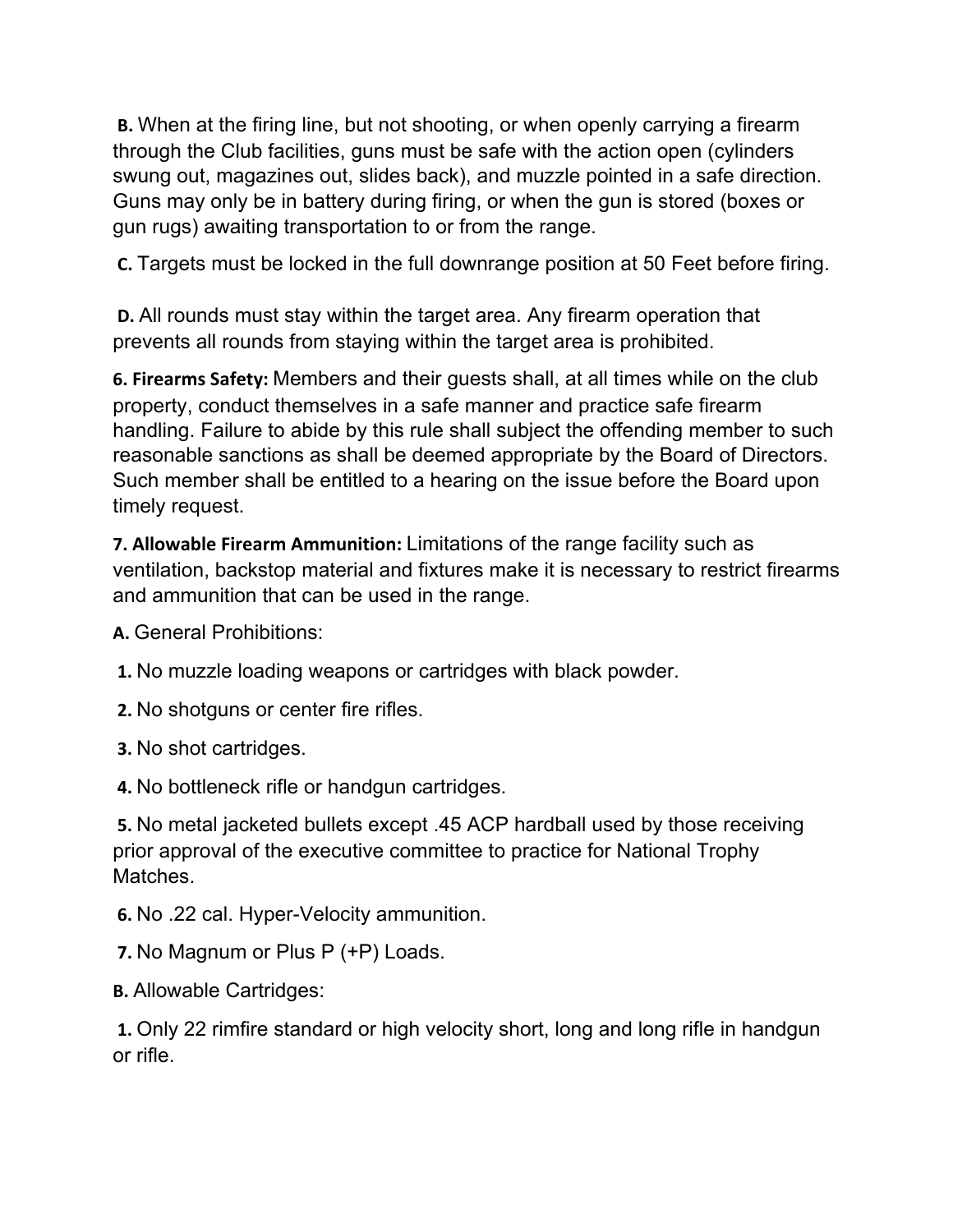**B.** When at the firing line, but not shooting, or when openly carrying a firearm through the Club facilities, guns must be safe with the action open (cylinders swung out, magazines out, slides back), and muzzle pointed in a safe direction. Guns may only be in battery during firing, or when the gun is stored (boxes or gun rugs) awaiting transportation to or from the range.

**C.** Targets must be locked in the full downrange position at 50 Feet before firing.

**D.** All rounds must stay within the target area. Any firearm operation that prevents all rounds from staying within the target area is prohibited.

**6. Firearms Safety:** Members and their guests shall, at all times while on the club property, conduct themselves in a safe manner and practice safe firearm handling. Failure to abide by this rule shall subject the offending member to such reasonable sanctions as shall be deemed appropriate by the Board of Directors. Such member shall be entitled to a hearing on the issue before the Board upon timely request.

**7. Allowable Firearm Ammunition:** Limitations of the range facility such as ventilation, backstop material and fixtures make it is necessary to restrict firearms and ammunition that can be used in the range.

**A.** General Prohibitions:

**1.** No muzzle loading weapons or cartridges with black powder.

**2.** No shotguns or center fire rifles.

**3.** No shot cartridges.

**4.** No bottleneck rifle or handgun cartridges.

**5.** No metal jacketed bullets except .45 ACP hardball used by those receiving prior approval of the executive committee to practice for National Trophy Matches.

**6.** No .22 cal. Hyper-Velocity ammunition.

**7.** No Magnum or Plus P (+P) Loads.

**B.** Allowable Cartridges:

**1.** Only 22 rimfire standard or high velocity short, long and long rifle in handgun or rifle.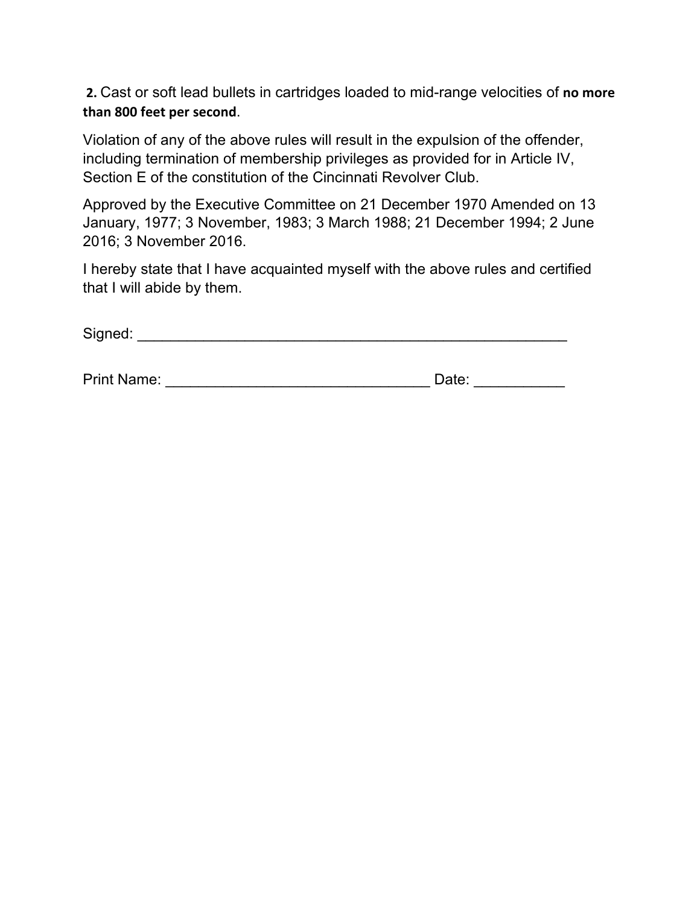**2.** Cast or soft lead bullets in cartridges loaded to mid-range velocities of **no more than 800 feet per second**.

Violation of any of the above rules will result in the expulsion of the offender, including termination of membership privileges as provided for in Article IV, Section E of the constitution of the Cincinnati Revolver Club.

Approved by the Executive Committee on 21 December 1970 Amended on 13 January, 1977; 3 November, 1983; 3 March 1988; 21 December 1994; 2 June 2016; 3 November 2016.

I hereby state that I have acquainted myself with the above rules and certified that I will abide by them.

Signed: _______________________________________________________

Print Name: _________________________________ Date: ___________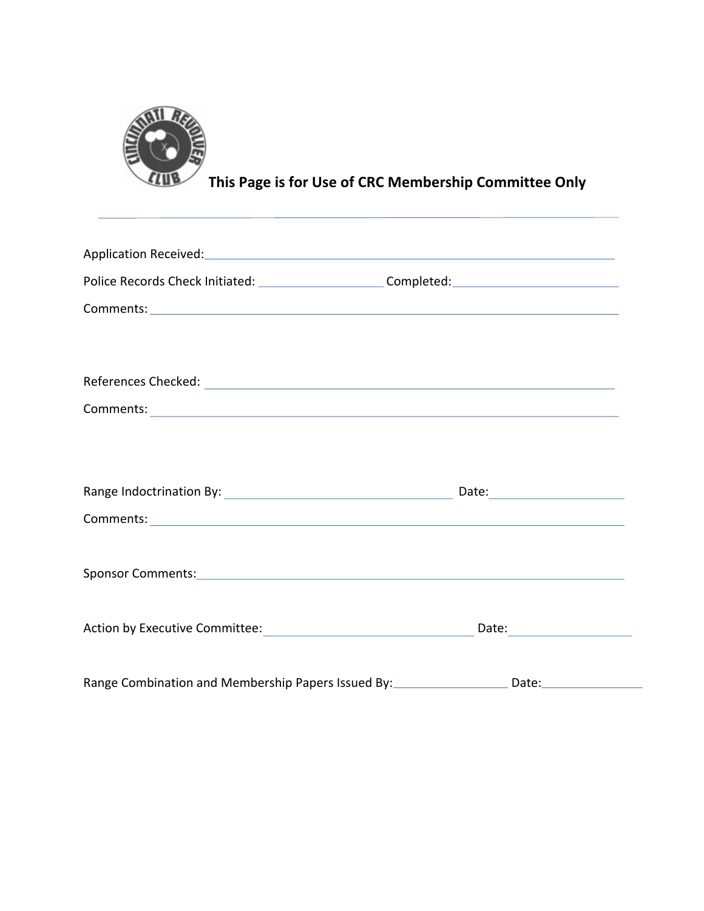**This Page is for Use of CRC Membership Committee Only**

---

Application Received: ______________________________

Police Records Check Initiated: ____________ Completed: ______________

Comments: ______________________________

References Checked: ______________________________

Comments: ______________________________

Range Indoctrination By: ____________________ Date: ____________

Comments: ______________________________

Sponsor Comments: ______________________________

Action by Executive Committee: ____________________ Date: ____________

Range Combination and Membership Papers Issued By: ____________ Date: ____________